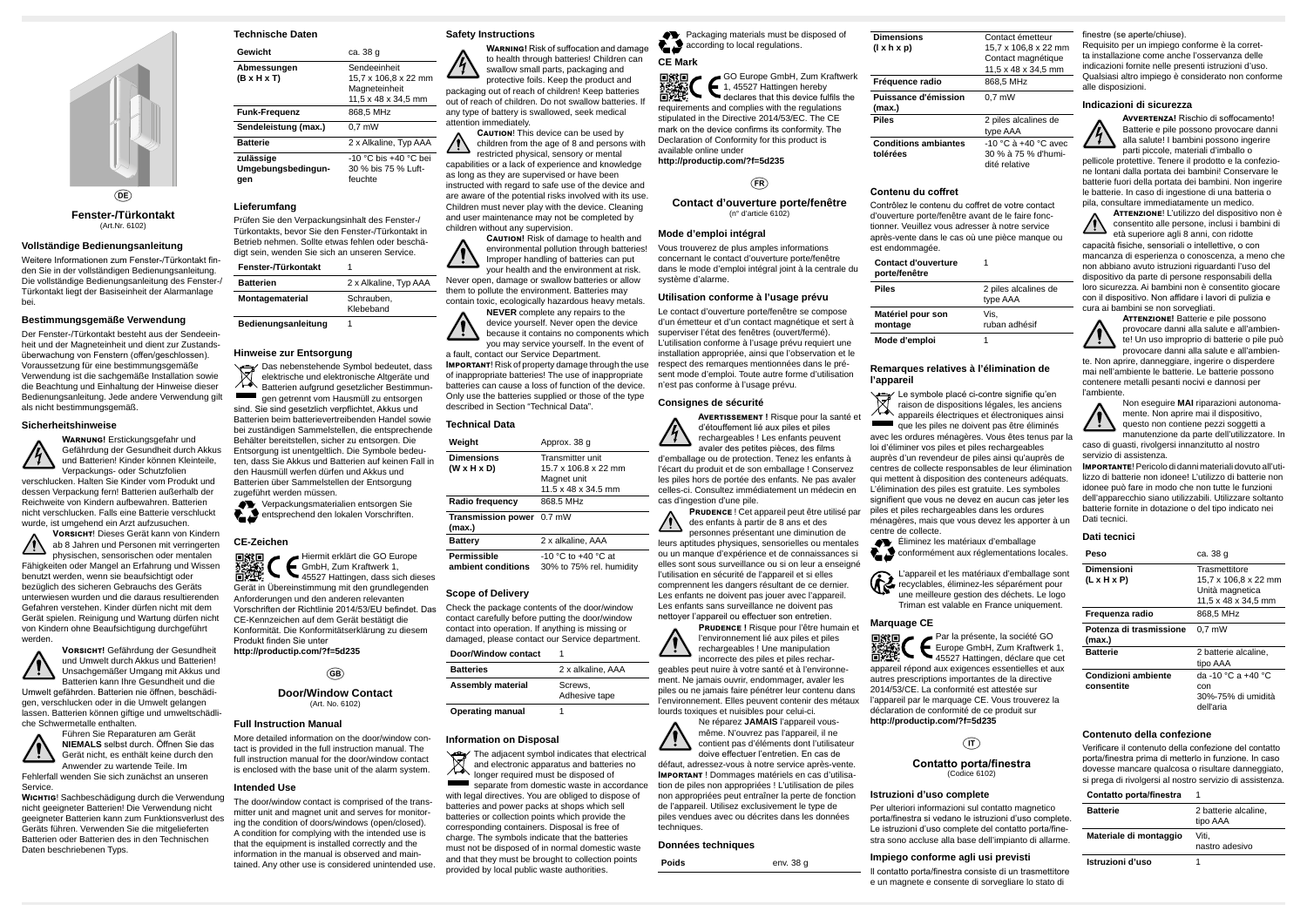DE

**Fenster-/Türkontakt**
(Art.Nr. 6102)

## Vollständige Bedienungsanleitung

Weitere Informationen zum Fenster-/Türkontakt finden Sie in der vollständigen Bedienungsanleitung. Die vollständige Bedienungsanleitung des Fenster-/Türkontakt liegt der Basiseinheit der Alarmanlage bei.

## Bestimmungsgemäße Verwendung

Der Fenster-/Türkontakt besteht aus der Sendeeinheit und der Magneteinheit und dient zur Zustandsüberwachung von Fenstern (offen/geschlossen). Voraussetzung für eine bestimmungsgemäße Verwendung ist die sachgemäße Installation sowie die Beachtung und Einhaltung der Hinweise dieser Bedienungsanleitung. Jede andere Verwendung gilt als nicht bestimmungsgemäß.

## Sicherheitshinweise

**Warnung!** Erstickungsgefahr und Gefährdung der Gesundheit durch Akkus und Batterien! Kinder können Kleinteile, Verpackungs- oder Schutzfolien verschlucken. Halten Sie Kinder vom Produkt und dessen Verpackung fern! Batterien außerhalb der Reichweite von Kindern aufbewahren. Batterien nicht verschlucken. Falls eine Batterie verschluckt wurde, ist umgehend ein Arzt aufzusuchen.

**Vorsicht**! Dieses Gerät kann von Kindern ab 8 Jahren und Personen mit verringerten physischen, sensorischen oder mentalen Fähigkeiten oder Mangel an Erfahrung und Wissen benutzt werden, wenn sie beaufsichtigt oder bezüglich des sicheren Gebrauchs des Geräts unterwiesen wurden und die daraus resultierenden Gefahren verstehen. Kinder dürfen nicht mit dem Gerät spielen. Reinigung und Wartung dürfen nicht von Kindern ohne Beaufsichtigung durchgeführt werden.

**Vorsicht!** Gefährdung der Gesundheit und Umwelt durch Akkus und Batterien! Unsachgemäßer Umgang mit Akkus und Batterien kann Ihre Gesundheit und die Umwelt gefährden. Batterien nie öffnen, beschädigen, verschlucken oder in die Umwelt gelangen lassen. Batterien können giftige und umweltschädliche Schwermetalle enthalten.

Führen Sie Reparaturen am Gerät **NIEMALS** selbst durch. Öffnen Sie das Gerät nicht, es enthält keine durch den Anwender zu wartende Teile. Im Fehlerfall wenden Sie sich zunächst an unseren Service.

**Wichtig**! Sachbeschädigung durch die Verwendung nicht geeigneter Batterien! Die Verwendung nicht geeigneter Batterien kann zum Funktionsverlust des Geräts führen. Verwenden Sie die mitgelieferten Batterien oder Batterien des in den Technischen Daten beschriebenen Typs.

## Technische Daten

| Gewicht | ca. 38 g |
|---|---|
| Abmessungen (B x H x T) | Sendeeinheit 15,7 x 106,8 x 22 mm Magneteinheit 11,5 x 48 x 34,5 mm |
| Funk-Frequenz | 868,5 MHz |
| Sendeleistung (max.) | 0,7 mW |
| Batterie | 2 x Alkaline, Typ AAA |
| zulässige Umgebungsbedingungen | -10 °C bis +40 °C bei 30 % bis 75 % Luftfeuchte |

## Lieferumfang

Prüfen Sie den Verpackungsinhalt des Fenster-/Türkontakts, bevor Sie den Fenster-/Türkontakt in Betrieb nehmen. Sollte etwas fehlen oder beschädigt sein, wenden Sie sich an unseren Service.

| Fenster-/Türkontakt | 1 |
|---|---|
| Batterien | 2 x Alkaline, Typ AAA |
| Montagematerial | Schrauben, Klebeband |
| Bedienungsanleitung | 1 |

## Hinweise zur Entsorgung

Das nebenstehende Symbol bedeutet, dass elektrische und elektronische Altgeräte und Batterien aufgrund gesetzlicher Bestimmungen getrennt vom Hausmüll zu entsorgen sind. Sie sind gesetzlich verpflichtet, Akkus und Batterien beim batterievertreibenden Handel sowie bei zuständigen Sammelstellen, die entsprechende Behälter bereitstellen, sicher zu entsorgen. Die Entsorgung ist unentgeltlich. Die Symbole bedeuten, dass Sie Akkus und Batterien auf keinen Fall in den Hausmüll werfen dürfen und Akkus und Batterien über Sammelstellen der Entsorgung zugeführt werden müssen.

Verpackungsmaterialien entsorgen Sie entsprechend den lokalen Vorschriften.

## CE-Zeichen

Hiermit erklärt die GO Europe GmbH, Zum Kraftwerk 1, 45527 Hattingen, dass sich dieses Gerät in Übereinstimmung mit den grundlegenden Anforderungen und den anderen relevanten Vorschriften der Richtlinie 2014/53/EU befindet. Das CE-Kennzeichen auf dem Gerät bestätigt die Konformität. Die Konformitätserklärung zu diesem Produkt finden Sie unter
**http://productip.com/?f=5d235**

GB

**Door/Window Contact**
(Art. No. 6102)

## Full Instruction Manual

More detailed information on the door/window contact is provided in the full instruction manual. The full instruction manual for the door/window contact is enclosed with the base unit of the alarm system.

## Intended Use

The door/window contact is comprised of the transmitter unit and magnet unit and serves for monitoring the condition of doors/windows (open/closed). A condition for complying with the intended use is that the equipment is installed correctly and the information in the manual is observed and maintained. Any other use is considered unintended use.

## Safety Instructions

**Warning!** Risk of suffocation and damage to health through batteries! Children can swallow small parts, packaging and protective foils. Keep the product and packaging out of reach of children! Keep batteries out of reach of children. Do not swallow batteries. If any type of battery is swallowed, seek medical attention immediately.

**Caution**! This device can be used by children from the age of 8 and persons with restricted physical, sensory or mental capabilities or a lack of experience and knowledge as long as they are supervised or have been instructed with regard to safe use of the device and are aware of the potential risks involved with its use. Children must never play with the device. Cleaning and user maintenance may not be completed by children without any supervision.

**Caution!** Risk of damage to health and environmental pollution through batteries! Improper handling of batteries can put your health and the environment at risk. Never open, damage or swallow batteries or allow them to pollute the environment. Batteries may contain toxic, ecologically hazardous heavy metals.

**NEVER** complete any repairs to the device yourself. Never open the device because it contains no components which you may service yourself. In the event of a fault, contact our Service Department.

**Important**! Risk of property damage through the use of inappropriate batteries! The use of inappropriate batteries can cause a loss of function of the device. Only use the batteries supplied or those of the type described in Section "Technical Data".

## Technical Data

| Weight | Approx. 38 g |
|---|---|
| Dimensions (W x H x D) | Transmitter unit 15.7 x 106.8 x 22 mm Magnet unit 11.5 x 48 x 34.5 mm |
| Radio frequency | 868.5 MHz |
| Transmission power (max.) | 0.7 mW |
| Battery | 2 x alkaline, AAA |
| Permissible ambient conditions | -10 °C to +40 °C at 30% to 75% rel. humidity |

## Scope of Delivery

Check the package contents of the door/window contact carefully before putting the door/window contact into operation. If anything is missing or damaged, please contact our Service department.

| Door/Window contact | 1 |
|---|---|
| Batteries | 2 x alkaline, AAA |
| Assembly material | Screws, Adhesive tape |
| Operating manual | 1 |

## Information on Disposal

The adjacent symbol indicates that electrical and electronic apparatus and batteries no longer required must be disposed of separate from domestic waste in accordance with legal directives. You are obliged to dispose of batteries and power packs at shops which sell batteries or collection points which provide the corresponding containers. Disposal is free of charge. The symbols indicate that the batteries must not be disposed of in normal domestic waste and that they must be brought to collection points provided by local public waste authorities.

Packaging materials must be disposed of according to local regulations.

## CE Mark

GO Europe GmbH, Zum Kraftwerk 1, 45527 Hattingen hereby declares that this device fulfils the requirements and complies with the regulations stipulated in the Directive 2014/53/EC. The CE mark on the device confirms its conformity. The Declaration of Conformity for this product is available online under
**http://productip.com/?f=5d235**

FR

**Contact d'ouverture porte/fenêtre**
(n° d'article 6102)

## Mode d'emploi intégral

Vous trouverez de plus amples informations concernant le contact d'ouverture porte/fenêtre dans le mode d'emploi intégral joint à la centrale du système d'alarme.

## Utilisation conforme à l'usage prévu

Le contact d'ouverture porte/fenêtre se compose d'un émetteur et d'un contact magnétique et sert à superviser l'état des fenêtres (ouvert/fermé). L'utilisation conforme à l'usage prévu requiert une installation appropriée, ainsi que l'observation et le respect des remarques mentionnées dans le présent mode d'emploi. Toute autre forme d'utilisation n'est pas conforme à l'usage prévu.

## Consignes de sécurité

**Avertissement !** Risque pour la santé et d'étouffement lié aux piles et piles rechargeables ! Les enfants peuvent avaler des petites pièces, des films d'emballage ou de protection. Tenez les enfants à l'écart du produit et de son emballage ! Conservez les piles hors de portée des enfants. Ne pas avaler celles-ci. Consultez immédiatement un médecin en cas d'ingestion d'une pile.

**Prudence** ! Cet appareil peut être utilisé par des enfants à partir de 8 ans et des personnes présentant une diminution de leurs aptitudes physiques, sensorielles ou mentales ou un manque d'expérience et de connaissances si elles sont sous surveillance ou si on leur a enseigné l'utilisation en sécurité de l'appareil et si elles comprennent les dangers résultant de ce dernier. Les enfants ne doivent pas jouer avec l'appareil. Les enfants sans surveillance ne doivent pas nettoyer l'appareil ou effectuer son entretien.

**Prudence !** Risque pour l'être humain et l'environnement lié aux piles et piles rechargeables ! Une manipulation incorrecte des piles et piles rechargeables peut nuire à votre santé et à l'environnement. Ne jamais ouvrir, endommager, avaler les piles ou ne jamais faire pénétrer leur contenu dans l'environnement. Elles peuvent contenir des métaux lourds toxiques et nuisibles pour celui-ci.

Ne réparez **JAMAIS** l'appareil vous-même. N'ouvrez pas l'appareil, il ne contient pas d'éléments dont l'utilisateur doive effectuer l'entretien. En cas de défaut, adressez-vous à notre service après-vente.

**Important** ! Dommages matériels en cas d'utilisation de piles non appropriées ! L'utilisation de piles non appropriées peut entraîner la perte de fonction de l'appareil. Utilisez exclusivement le type de piles vendues avec ou décrites dans les données techniques.

## Données techniques

| Poids | env. 38 g |
|---|---|
| Dimensions (l x h x p) | Contact émetteur 15,7 x 106,8 x 22 mm Contact magnétique 11,5 x 48 x 34,5 mm |
| Fréquence radio | 868,5 MHz |
| Puissance d'émission (max.) | 0,7 mW |
| Piles | 2 piles alcalines de type AAA |
| Conditions ambiantes tolérées | -10 °C à +40 °C avec 30 % à 75 % d'humidité relative |

## Contenu du coffret

Contrôlez le contenu du coffret de votre contact d'ouverture porte/fenêtre avant de le faire fonctionner. Veuillez vous adresser à notre service après-vente dans le cas où une pièce manque ou est endommagée.

| Contact d'ouverture porte/fenêtre | 1 |
|---|---|
| Piles | 2 piles alcalines de type AAA |
| Matériel pour son montage | Vis, ruban adhésif |
| Mode d'emploi | 1 |

## Remarques relatives à l'élimination de l'appareil

Le symbole placé ci-contre signifie qu'en raison de dispositions légales, les anciens appareils électriques et électroniques ainsi que les piles ne doivent pas être éliminés avec les ordures ménagères. Vous êtes tenus par la loi d'éliminer vos piles et piles rechargeables auprès d'un revendeur de piles ainsi qu'auprès de centres de collecte responsables de leur élimination qui mettent à disposition des conteneurs adéquats. L'élimination des piles est gratuite. Les symboles signifient que vous ne devez en aucun cas jeter les piles et piles rechargeables dans les ordures ménagères, mais que vous devez les apporter à un centre de collecte.

Éliminez les matériaux d'emballage conformément aux réglementations locales.

L'appareil et les matériaux d'emballage sont recyclables, éliminez-les séparément pour une meilleure gestion des déchets. Le logo Triman est valable en France uniquement.

## Marquage CE

Par la présente, la société GO Europe GmbH, Zum Kraftwerk 1, 45527 Hattingen, déclare que cet appareil répond aux exigences essentielles et aux autres prescriptions importantes de la directive 2014/53/CE. La conformité est attestée sur l'appareil par le marquage CE. Vous trouverez la déclaration de conformité de ce produit sur
**http://productip.com/?f=5d235**

IT

**Contatto porta/finestra**
(Codice 6102)

## Istruzioni d'uso complete

Per ulteriori informazioni sul contatto magnetico porta/finestra si vedano le istruzioni d'uso complete. Le istruzioni d'uso complete del contatto porta/finestra sono accluse alla base dell'impianto di allarme.

## Impiego conforme agli usi previsti

Il contatto porta/finestra consiste di un trasmettitore e un magnete e consente di sorvegliare lo stato di finestre (se aperte/chiuse).
Requisito per un impiego conforme è la corretta installazione come anche l'osservanza delle indicazioni fornite nelle presenti istruzioni d'uso. Qualsiasi altro impiego è considerato non conforme alle disposizioni.

## Indicazioni di sicurezza

**Avvertenza!** Rischio di soffocamento! Batterie e pile possono provocare danni alla salute! I bambini possono ingerire parti piccole, materiali d'imballo o pellicole protettive. Tenere il prodotto e la confezione lontani dalla portata dei bambini! Conservare le batterie fuori della portata dei bambini. Non ingerire le batterie. In caso di ingestione di una batteria o pila, consultare immediatamente un medico.

**Attenzione**! L'utilizzo del dispositivo non è consentito alle persone, inclusi i bambini di età superiore agli 8 anni, con ridotte capacità fisiche, sensoriali o intellettive, o con mancanza di esperienza o conoscenza, a meno che non abbiano avuto istruzioni riguardanti l'uso del dispositivo da parte di persone responsabili della loro sicurezza. Ai bambini non è consentito giocare con il dispositivo. Non affidare i lavori di pulizia e cura ai bambini se non sorvegliati.

**Attenzione!** Batterie e pile possono provocare danni alla salute e all'ambiente! Un uso improprio di batterie o pile può provocare danni alla salute e all'ambiente. Non aprire, danneggiare, ingerire o disperdere mai nell'ambiente le batterie. Le batterie possono contenere metalli pesanti nocivi e dannosi per l'ambiente.

Non eseguire **MAI** riparazioni autonomamente. Non aprire mai il dispositivo, questo non contiene pezzi soggetti a manutenzione da parte dell'utilizzatore. In caso di guasti, rivolgersi innanzitutto al nostro servizio di assistenza.

**Importante**! Pericolo di danni materiali dovuto all'utilizzo di batterie non idonee! L'utilizzo di batterie non idonee può fare in modo che non tutte le funzioni dell'apparecchio siano utilizzabili. Utilizzare soltanto batterie fornite in dotazione o del tipo indicato nei Dati tecnici.

## Dati tecnici

| Peso | ca. 38 g |
|---|---|
| Dimensioni (L x H x P) | Trasmettitore 15,7 x 106,8 x 22 mm Unità magnetica 11,5 x 48 x 34,5 mm |
| Frequenza radio | 868,5 MHz |
| Potenza di trasmissione (max.) | 0,7 mW |
| Batterie | 2 batterie alcaline, tipo AAA |
| Condizioni ambiente consentite | da -10 °C a +40 °C con 30%-75% di umidità dell'aria |

## Contenuto della confezione

Verificare il contenuto della confezione del contatto porta/finestra prima di metterlo in funzione. In caso dovesse mancare qualcosa o risultare danneggiato, si prega di rivolgersi al nostro servizio di assistenza.

| Contatto porta/finestra | 1 |
|---|---|
| Batterie | 2 batterie alcaline, tipo AAA |
| Materiale di montaggio | Viti, nastro adesivo |
| Istruzioni d'uso | 1 |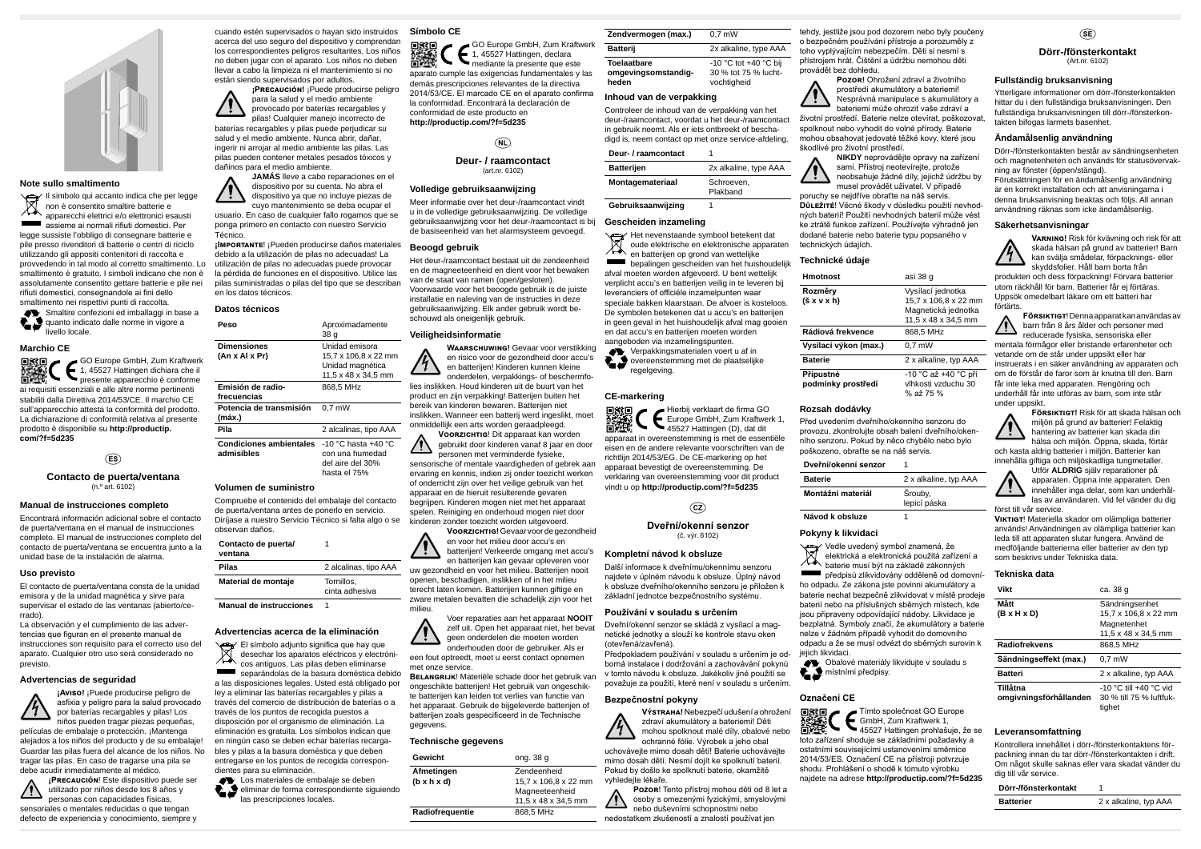## Note sullo smaltimento

Il simbolo qui accanto indica che per legge non è consentito smaltire batterie e apparecchi elettrici e/o elettronici esausti assieme ai normali rifiuti domestici. Per legge sussiste l'obbligo di consegnare batterie e pile presso rivenditori di batterie o centri di riciclo utilizzando gli appositi contenitori di raccolta e provvedendo in tal modo al corretto smaltimento. Lo smaltimento è gratuito. I simboli indicano che non è assolutamente consentito gettare batterie e pile nei rifiuti domestici, consegnandole ai fini dello smaltimento nei rispettivi punti di raccolta.

Smaltire confezioni ed imballaggi in base a quanto indicato dalle norme in vigore a livello locale.

## Marchio CE

GO Europe GmbH, Zum Kraftwerk 1, 45527 Hattingen dichiara che il presente apparecchio è conforme ai requisiti essenziali e alle altre norme pertinenti stabiliti dalla Direttiva 2014/53/CE. Il marchio CE sull'apparecchio attesta la conformità del prodotto. La dichiarazione di conformità relativa al presente prodotto è disponibile su **http://productip.com/?f=5d235**

(ES)

# Contacto de puerta/ventana

(n.º art. 6102)

## Manual de instrucciones completo

Encontrará información adicional sobre el contacto de puerta/ventana en el manual de instrucciones completo. El manual de instrucciones completo del contacto de puerta/ventana se encuentra junto a la unidad base de la instalación de alarma.

## Uso previsto

El contacto de puerta/ventana consta de la unidad emisora y de la unidad magnética y sirve para supervisar el estado de las ventanas (abierto/cerrado).

La observación y el cumplimiento de las advertencias que figuran en el presente manual de instrucciones son requisito para el correcto uso del aparato. Cualquier otro uso será considerado no previsto.

## Advertencias de seguridad

**¡Aviso!** ¡Puede producirse peligro de asfixia y peligro para la salud provocado por baterías recargables y pilas! Los niños pueden tragar piezas pequeñas, películas de embalaje o protección. ¡Mantenga alejados a los niños del producto y de su embalaje! Guardar las pilas fuera del alcance de los niños. No tragar las pilas. En caso de tragarse una pila se debe acudir inmediatamente al médico.

**¡Precaución!** Este dispositivo puede ser utilizado por niños desde los 8 años y personas con capacidades físicas, sensoriales o mentales reducidas o que tengan defecto de experiencia y conocimiento, siempre y cuando estén supervisados o hayan sido instruidos acerca del uso seguro del dispositivo y comprendan los correspondientes peligros resultantes. Los niños no deben jugar con el aparato. Los niños no deben llevar a cabo la limpieza ni el mantenimiento si no están siendo supervisados por adultos.

**¡Precaución!** ¡Puede producirse peligro para la salud y el medio ambiente provocado por baterías recargables y pilas! Cualquier manejo incorrecto de baterías recargables y pilas puede perjudicar su salud y el medio ambiente. Nunca abrir, dañar, ingerir ni arrojar al medio ambiente las pilas. Las pilas pueden contener metales pesados tóxicos y dañinos para el medio ambiente.

**JAMÁS** lleve a cabo reparaciones en el dispositivo por su cuenta. No abra el dispositivo ya que no incluye piezas de cuyo mantenimiento se deba ocupar el usuario. En caso de cualquier fallo rogamos que se ponga primero en contacto con nuestro Servicio Técnico.

**¡Importante!** ¡Pueden producirse daños materiales debido a la utilización de pilas no adecuadas! La utilización de pilas no adecuadas puede provocar la pérdida de funciones en el dispositivo. Utilice las pilas suministradas o pilas del tipo que se describan en los datos técnicos.

## Datos técnicos

| Peso | Aproximadamente 38 g |
|---|---|
| Dimensiones (An x Al x Pr) | Unidad emisora 15,7 x 106,8 x 22 mm Unidad magnética 11,5 x 48 x 34,5 mm |
| Emisión de radio-frecuencias | 868,5 MHz |
| Potencia de transmisión (máx.) | 0,7 mW |
| Pila | 2 alcalinas, tipo AAA |
| Condiciones ambientales admisibles | -10 °C hasta +40 °C con una humedad del aire del 30% hasta el 75% |

## Volumen de suministro

Compruebe el contenido del embalaje del contacto de puerta/ventana antes de ponerlo en servicio. Diríjase a nuestro Servicio Técnico si falta algo o se observan daños.

| Contacto de puerta/ventana | 1 |
|---|---|
| Pilas | 2 alcalinas, tipo AAA |
| Material de montaje | Tornillos, cinta adhesiva |
| Manual de instrucciones | 1 |

## Advertencias acerca de la eliminación

El símbolo adjunto significa que hay que desechar los aparatos eléctricos y electrónicos antiguos. Las pilas deben eliminarse separándolas de la basura doméstica debido a las disposiciones legales. Usted está obligado por ley a eliminar las baterías recargables y pilas a través del comercio de distribución de baterías o a través de los puntos de recogida puestos a disposición por el organismo de eliminación. La eliminación es gratuita. Los símbolos indican que en ningún caso se deben echar baterías recargables y pilas a la basura doméstica y que deben entregarse en los puntos de recogida correspondientes para su eliminación.

Los materiales de embalaje se deben eliminar de forma correspondiente siguiendo las prescripciones locales.

## Símbolo CE

GO Europe GmbH, Zum Kraftwerk 1, 45527 Hattingen, declara mediante la presente que este aparato cumple las exigencias fundamentales y las demás prescripciones relevantes de la directiva 2014/53/CE. El marcado CE en el aparato confirma la conformidad. Encontrará la declaración de conformidad de este producto en **http://productip.com/?f=5d235**

(NL)

# Deur- / raamcontact

(art.nr. 6102)

## Volledige gebruiksaanwijzing

Meer informatie over het deur-/raamcontact vindt u in de volledige gebruiksaanwijzing. De volledige gebruiksaanwijzing voor het deur-/raamcontact is bij de basiseenheid van het alarmsysteem gevoegd.

## Beoogd gebruik

Het deur-/raamcontact bestaat uit de zendeenheid en de magneeteenheid en dient voor het bewaken van de staat van ramen (open/gesloten).

Voorwaarde voor het beoogde gebruik is de juiste installatie en naleving van de instructies in deze gebruiksaanwijzing. Elk ander gebruik wordt beschouwd als oneigenlijk gebruik.

## Veiligheidsinformatie

**Waarschuwing!** Gevaar voor verstikking en risico voor de gezondheid door accu's en batterijen! Kinderen kunnen kleine onderdelen, verpakkings- of beschermfolies inslikken. Houd kinderen uit de buurt van het product en zijn verpakking! Batterijen buiten het bereik van kinderen bewaren. Batterijen niet inslikken. Wanneer een batterij werd ingeslikt, moet onmiddellijk een arts worden geraadpleegd.

**Voorzichtig**! Dit apparaat kan worden gebruikt door kinderen vanaf 8 jaar en door personen met verminderde fysieke, sensorische of mentale vaardigheden of gebrek aan ervaring en kennis, indien zij onder toezicht werken of onderricht zijn over het veilige gebruik van het apparaat en de hieruit resulterende gevaren begrijpen. Kinderen mogen niet met het apparaat spelen. Reiniging en onderhoud mogen niet door kinderen zonder toezicht worden uitgevoerd.

**Voorzichtig!** Gevaar voor de gezondheid en voor het milieu door accu's en batterijen! Verkeerde omgang met accu's en batterijen kan gevaar opleveren voor uw gezondheid en voor het milieu. Batterijen nooit openen, beschadigen, inslikken of in het milieu terecht laten komen. Batterijen kunnen giftige en zware metalen bevatten die schadelijk zijn voor het milieu.

Voer reparaties aan het apparaat **NOOIT** zelf uit. Open het apparaat niet, het bevat geen onderdelen die moeten worden onderhouden door de gebruiker. Als er een fout optreedt, moet u eerst contact opnemen met onze service.

**Belangrijk**! Materiële schade door het gebruik van ongeschikte batterijen! Het gebruik van ongeschikte batterijen kan leiden tot verlies van functie van het apparaat. Gebruik de bijgeleverde batterijen of batterijen zoals gespecificeerd in de Technische gegevens.

## Technische gegevens

| Gewicht | ong. 38 g |
|---|---|
| Afmetingen (b x h x d) | Zendeenheid 15,7 x 106,8 x 22 mm Magneeteenheid 11,5 x 48 x 34,5 mm |
| Radiofrequentie | 868,5 MHz |
| Zendvermogen (max.) | 0,7 mW |
| Batterij | 2x alkaline, type AAA |
| Toelaatbare omgevingsomstandigheden | -10 °C tot +40 °C bij 30 % tot 75 % luchtvochtigheid |

## Inhoud van de verpakking

Controleer de inhoud van de verpakking van het deur-/raamcontact, voordat u het deur-/raamcontact in gebruik neemt. Als er iets ontbreekt of beschadigd is, neem contact op met onze service-afdeling.

| Deur- / raamcontact | 1 |
|---|---|
| Batterijen | 2x alkaline, type AAA |
| Montagemateriaal | Schroeven, Plakband |
| Gebruiksaanwijzing | 1 |

## Gescheiden inzameling

Het nevenstaande symbool betekent dat oude elektrische en elektronische apparaten en batterijen op grond van wettelijke bepalingen gescheiden van het huishoudelijk afval moeten worden afgevoerd. U bent wettelijk verplicht accu's en batterijen veilig in te leveren bij leveranciers of officiële inzamelpunten waar speciale bakken klaarstaan. De afvoer is kosteloos. De symbolen betekenen dat u accu's en batterijen in geen geval in het huishoudelijk afval mag gooien en dat accu's en batterijen moeten worden aangeboden via inzamelingspunten.

Verpakkingsmaterialen voert u af in overeenstemming met de plaatselijke regelgeving.

## CE-markering

Hierbij verklaart de firma GO Europe GmbH, Zum Kraftwerk 1, 45527 Hattingen (D), dat dit apparaat in overeenstemming is met de essentiële eisen en de andere relevante voorschriften van de richtlijn 2014/53/EG. De CE-markering op het apparaat bevestigt de overeenstemming. De verklaring van overeenstemming voor dit product vindt u op **http://productip.com/?f=5d235**

(CZ)

# Dveřní/okenní senzor

(č. výr. 6102)

## Kompletní návod k obsluze

Další informace k dveřnímu/okennímu senzoru najdete v úplném návodu k obsluze. Úplný návod k obsluze dveřního/okenního senzoru je přiložen k základní jednotce bezpečnostního systému.

## Používání v souladu s určením

Dveřní/okenní senzor se skládá z vysílací a magnetické jednotky a slouží ke kontrole stavu oken (otevřená/zavřená).

Předpokladem používání v souladu s určením je odborná instalace i dodržování a zachovávání pokynů v tomto návodu k obsluze. Jakékoliv jiné použití se považuje za použití, které není v souladu s určením.

## Bezpečnostní pokyny

**Výstraha!** Nebezpečí udušení a ohrožení zdraví akumulátory a bateriemi! Děti mohou spolknout malé díly, obalové nebo ochranné fólie. Výrobek a jeho obal uchovávejte mimo dosah dětí! Baterie uchovávejte mimo dosah dětí. Nesmí dojít ke spolknutí baterií. Pokud by došlo ke spolknutí baterie, okamžitě vyhledejte lékaře.

**Pozor**! Tento přístroj mohou děti od 8 let a osoby s omezenými fyzickými, smyslovými nebo duševními schopnostmi nebo nedostatkem zkušeností a znalostí používat jen tehdy, jestliže jsou pod dozorem nebo byly poučeny o bezpečném používání přístroje a porozuměly z toho vyplývajícím nebezpečím. Děti si nesmí s přístrojem hrát. Čištění a údržbu nemohou děti provádět bez dohledu.

**Pozor!** Ohrožení zdraví a životního prostředí akumulátory a bateriemi! Nesprávná manipulace s akumulátory a bateriemi může ohrozit vaše zdraví a životní prostředí. Baterie nikdy neotevírat, poškozovat, spolknout nebo vyhodit do volné přírody. Baterie mohou obsahovat jedovaté těžké kovy, které jsou škodlivé pro životní prostředí.

**NIKDY** neprovádějte opravy na zařízení sami. Přístroj neotevírejte, protože neobsahuje žádné díly, jejichž údržbu by musel provádět uživatel. V případě poruchy se nejdříve obraťte na náš servis.

**Důležité!** Věcné škody v důsledku použití nevhodných baterií! Použití nevhodných baterií může vést ke ztrátě funkce zařízení. Používejte výhradně jen dodané baterie nebo baterie typu popsaného v technických údajích.

## Technické údaje

| Hmotnost | asi 38 g |
|---|---|
| Rozměry (š x v x h) | Vysílací jednotka 15,7 x 106,8 x 22 mm Magnetická jednotka 11,5 x 48 x 34,5 mm |
| Rádiová frekvence | 868,5 MHz |
| Vysílací výkon (max.) | 0,7 mW |
| Baterie | 2 x alkaline, typ AAA |
| Přípustné podmínky prostředí | -10 °C až +40 °C při vlhkosti vzduchu 30 % až 75 % |

## Rozsah dodávky

Před uvedením dveřního/okenního senzoru do provozu, zkontrolujte obsah balení dveřního/okenního senzoru. Pokud by něco chybělo nebo bylo poškozeno, obraťte se na náš servis.

| Dveřní/okenní senzor | 1 |
|---|---|
| Baterie | 2 x alkaline, typ AAA |
| Montážní materiál | Šrouby, lepicí páska |
| Návod k obsluze | 1 |

## Pokyny k likvidaci

Vedle uvedený symbol znamená, že elektrická a elektronická použitá zařízení a baterie musí být na základě zákonných předpisů zlikvidovány odděleně od domovního odpadu. Ze zákona jste povinni akumulátory a baterie nechat bezpečně zlikvidovat v místě prodeje baterií nebo na příslušných sběrných místech, kde jsou připraveny odpovídající nádoby. Likvidace je bezplatná. Symboly značí, že akumulátory a baterie nelze v žádném případě vyhodit do domovního odpadu a že se musí odvézt do sběrných surovin k jejich likvidaci.

Obalové materiály likvidujte v souladu s místními předpisy.

## Označení CE

Tímto společnost GO Europe GmbH, Zum Kraftwerk 1, 45527 Hattingen prohlašuje, že se toto zařízení shoduje se základními požadavky a ostatními souvisejícími ustanoveními směrnice 2014/53/ES. Označení CE na přístroji potvrzuje shodu. Prohlášení o shodě k tomuto výrobku najdete na adrese **http://productip.com/?f=5d235**

(SE)

# Dörr-/fönsterkontakt

(Art.nr. 6102)

## Fullständig bruksanvisning

Ytterligare informationer om dörr-/fönsterkontakten hittar du i den fullständiga bruksanvisningen. Den fullständiga bruksanvisningen till dörr-/fönsterkontakten bifogas larmets basenhet.

## Ändamålsenlig användning

Dörr-/fönsterkontakten består av sändningsenheten och magnetenheten och används för statusövervakning av fönster (öppen/stängd).

Förutsättningen för en ändamålsenlig användning är en korrekt installation och att anvisningarna i denna bruksanvisning beaktas och följs. All annan användning räknas som icke ändamålsenlig.

## Säkerhetsanvisningar

**Varning!** Risk för kvävning och risk för att skada hälsan på grund av batterier! Barn kan svälja smådelar, förpacknings- eller skyddsfolier. Håll barn borta från produkten och dess förpackning! Förvara batterier utom räckhåll för barn. Batterier får ej förtäras. Uppsök omedelbart läkare om ett batteri har förtärts.

**Försiktigt!** Denna apparat kan användas av barn från 8 års ålder och personer med reducerade fysiska, sensoriska eller mentala förmågor eller bristande erfarenheter och vetande om de står under uppsikt eller har instruerats i en säker användning av apparaten och om de förstår de faror som är knutna till den. Barn får inte leka med apparaten. Rengöring och underhåll får inte utföras av barn, som inte står under uppsikt.

**Försiktigt!** Risk för att skada hälsan och miljön på grund av batterier! Felaktig hantering av batterier kan skada din hälsa och miljön. Öppna, skada, förtär och kasta aldrig batterier i miljön. Batterier kan innehålla giftiga och miljöskadliga tungmetaller.

Utför **ALDRIG** själv reparationer på apparaten. Öppna inte apparaten. Den innehåller inga delar, som kan underhållas av användaren. Vid fel vänder du dig först till vår service.

**Viktigt**! Materiella skador om olämpliga batterier används! Användningen av olämpliga batterier kan leda till att apparaten slutar fungera. Använd de medföljande batterierna eller batterier av den typ som beskrivs under Tekniska data.

## Tekniska data

| Vikt | ca. 38 g |
|---|---|
| Mått (B x H x D) | Sändningsenhet 15,7 x 106,8 x 22 mm Magnetenhet 11,5 x 48 x 34,5 mm |
| Radiofrekvens | 868,5 MHz |
| Sändningseffekt (max.) | 0,7 mW |
| Batteri | 2 x alkaline, typ AAA |
| Tillåtna omgivningsförhållanden | -10 °C till +40 °C vid 30 % till 75 % luftfuktighet |

## Leveransomfattning

Kontrollera innehållet i dörr-/fönsterkontaktens förpackning innan du tar dörr-/fönsterkontakten i drift. Om något skulle saknas eller vara skadat vänder du dig till vår service.

| Dörr-/fönsterkontakt | 1 |
|---|---|
| Batterier | 2 x alkaline, typ AAA |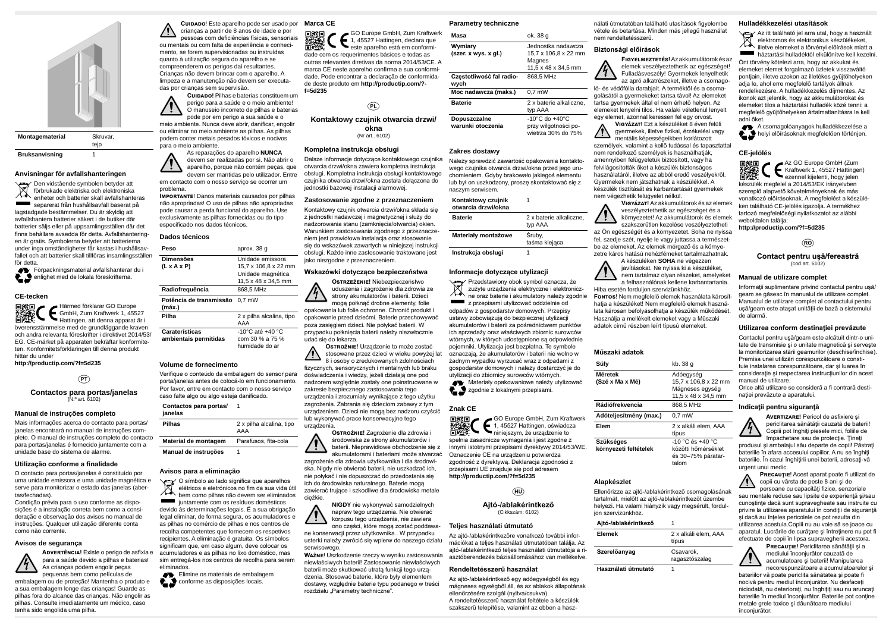| Montagematerial | Skruvar, tejp |
|---|---|
| Bruksanvisning | 1 |

### Anvisningar för avfallshanteringen

Den vidstående symbolen betyder att förbrukade elektriska och elektroniska enheter och batterier skall avfallshanteras separerat från hushållsavfall baserat på lagstadgade bestämmelser. Du är skyldig att avfallshantera batterier säkert i de butiker där batterier säljs eller på uppsamlingsställen där det finns behållare avsedda för detta. Avfallshanteringen är gratis. Symbolerna betyder att batterierna under inga omständigheter får kastas i hushållsavfallet och att batterier skall tillföras insamlingsställen för detta.

Förpackningsmaterial avfallshanterar du i enlighet med de lokala föreskrifterna.

### CE-tecken

Härmed förklarar GO Europe GmbH, Zum Kraftwerk 1, 45527 Hattingen, att denna apparat är i överensstämmelse med de grundläggande kraven och andra relevanta föreskrifter i direktivet 2014/53/EG. CE-märket på apparaten bekräftar konformiteten. Konformitetsförklaringen till denna produkt hittar du under
**http://productip.com/?f=5d235**

(PT)

## Contactos para portas/janelas
(N.º art. 6102)

### Manual de instruções completo

Mais informações acerca do contacto para portas/janelas encontrará no manual de instruções completo. O manual de instruções completo do contacto para portas/janelas é fornecido juntamente com a unidade base do sistema de alarme.

### Utilização conforme a finalidade

O contacto para portas/janelas é constituído por uma unidade emissora e uma unidade magnética e serve para monitorizar o estado das janelas (abertas/fechadas).
Condição prévia para o uso conforme as disposições é a instalação correta bem como a consideração e observação dos avisos no manual de instruções. Qualquer utilização diferente conta como não corrente.

### Avisos de segurança

**Advertência!** Existe o perigo de asfixia e para a saúde devido a pilhas e baterias! As crianças podem engolir peças pequenas bem como películas de embalagem ou de proteção! Mantenha o produto e a sua embalagem longe das crianças! Guarde as pilhas fora do alcance das crianças. Não engolir as pilhas. Consulte imediatamente um médico, caso tenha sido engolida uma pilha.

**Cuidado!** Este aparelho pode ser usado por crianças a partir de 8 anos de idade e por pessoas com deficiências físicas, sensoriais ou mentais ou com falta de experiência e conhecimento, se forem supervisionadas ou instruídas quanto à utilização segura do aparelho e se compreenderem os perigos daí resultantes. Crianças não devem brincar com o aparelho. A limpeza e a manutenção não devem ser executadas por crianças sem supervisão.

**Cuidado!** Pilhas e baterias constituem um perigo para a saúde e o meio ambiente! O manuseio incorreto de pilhas e baterias pode por em perigo a sua saúde e o meio ambiente. Nunca deve abrir, danificar, engolir ou eliminar no meio ambiente as pilhas. As pilhas podem conter metais pesados tóxicos e nocivos para o meio ambiente.

As reparações do aparelho **NUNCA** devem ser realizadas por si. Não abrir o aparelho, porque não contém peças, que devem ser mantidas pelo utilizador. Entre em contacto com o nosso serviço se ocorrer um problema.

**Importante!** Danos materiais causados por pilhas não apropriadas! O uso de pilhas não apropriadas pode causar a perda funcional do aparelho. Use exclusivamente as pilhas fornecidas ou do tipo especificado nos dados técnicos.

### Dados técnicos

| Peso | aprox. 38 g |
|---|---|
| Dimensões (L x A x P) | Unidade emissora 15,7 x 106,8 x 22 mm Unidade magnética 11,5 x 48 x 34,5 mm |
| Radiofrequência | 868,5 MHz |
| Potência de transmissão (máx.) | 0,7 mW |
| Pilha | 2 x pilha alcalina, tipo AAA |
| Caraterísticas ambientais permitidas | -10°C até +40 °C com 30 % a 75 % humidade do ar |

### Volume de fornecimento

Verifique o conteúdo da embalagem do sensor para porta/janelas antes de colocá-lo em funcionamento. Por favor, entre em contacto com o nosso serviço caso falte algo ou algo esteja danificado.

| Contactos para portas/janelas | 1 |
|---|---|
| Pilhas | 2 x pilha alcalina, tipo AAA |
| Material de montagem | Parafusos, fita-cola |
| Manual de instruções | 1 |

### Avisos para a eliminação

O símbolo ao lado significa que aparelhos elétricos e eletrónicos no fim da sua vida útil bem como pilhas não devem ser eliminados juntamente com os resíduos domésticos devido às determinações legais. É a sua obrigação legal eliminar, de forma segura, os acumuladores e as pilhas no comércio de pilhas e nos centros de recolha competentes que fornecem os respetivos recipientes. A eliminação é gratuita. Os símbolos significam que, em caso algum, deve colocar os acumuladores e as pilhas no lixo doméstico, mas sim entregá-los nos centros de recolha para serem eliminados.

Elimine os materiais de embalagem conforme as disposições locais.

### Marca CE

GO Europe GmbH, Zum Kraftwerk 1, 45527 Hattingen, declara que este aparelho está em conformidade com os requerimentos básicos e todas as outras relevantes diretivas da norma 2014/53/CE. A marca CE neste aparelho confirma a sua conformidade. Pode encontrar a declaração de conformidade deste produto em **http://productip.com/?f=5d235**

(PL)

## Kontaktowy czujnik otwarcia drzwi/okna
(Nr art.: 6102)

### Kompletna instrukcja obsługi

Dalsze informacje dotyczące kontaktowego czujnika otwarcia drzwi/okna zawiera kompletna instrukcja obsługi. Kompletna instrukcja obsługi kontaktowego czujnika otwarcia drzwi/okna została dołączona do jednostki bazowej instalacji alarmowej.

### Zastosowanie zgodne z przeznaczeniem

Kontaktowy czujnik otwarcia drzwi/okna składa się z jednostki nadawczej i magnetycznej i służy do nadzorowania stanu (zamknięcia/otwarcia) okien. Warunkiem zastosowania zgodnego z przeznaczeniem jest prawidłowa instalacja oraz stosowanie się do wskazówek zawartych w niniejszej instrukcji obsługi. Każde inne zastosowanie traktowane jest jako niezgodne z przeznaczeniem.

### Wskazówki dotyczące bezpieczeństwa

**Ostrzeżenie!** Niebezpieczeństwo uduszenia i zagrożenie dla zdrowia ze strony akumulatorów i baterii. Dzieci mogą połknąć drobne elementy, folie opakowania lub folie ochronne. Chronić produkt i opakowanie przed dziećmi. Baterie przechowywać poza zasięgiem dzieci. Nie połykać baterii. W przypadku połknięcia baterii należy niezwłocznie udać się do lekarza.

**Ostrożnie!** Urządzenie to może zostać stosowane przez dzieci w wieku powyżej lat 8 i osoby o zredukowanych zdolnościach fizycznych, sensorycznych i mentalnych lub braku doświadczenia i wiedzy, jeżeli działają one pod nadzorem względnie zostały one poinstruowane w zakresie bezpiecznego zastosowania tego urządzenia i zrozumiały wynikające z tego użytku zagrożenia. Zabrania się dzieciom zabawy z tym urządzeniem. Dzieci nie mogą bez nadzoru czyścić lub wykonywać prace konserwacyjne tego urządzenia.

**Ostrożnie!** Zagrożenie dla zdrowia i środowiska ze strony akumulatorów i baterii. Nieprawidłowe obchodzenie się z akumulatorami i bateriami może stwarzać zagrożenie dla zdrowia użytkownika i dla środowiska. Nigdy nie otwierać baterii, nie uszkadzać ich, nie połykać i nie dopuszczać do przedostania się ich do środowiska naturalnego. Bateria mogą zawierać trujące i szkodliwe dla środowiska metale ciężkie.

**NIGDY** nie wykonywać samodzielnych napraw tego urządzenia. Nie otwierać korpusu tego urządzenia, nie zawiera ono części, które mogą zostać poddawane konserwacji przez użytkownika.. W przypadku usterki należy zwrócić się wpierw do naszego działu serwisowego.

**Ważne!** Uszkodzenie rzeczy w wyniku zastosowania niewłaściwych baterii! Zastosowanie niewłaściwych baterii może skutkować utratą funkcji tego urządzenia. Stosować baterie, które były elementem dostawy, względnie baterie typu podanego w treści rozdziału „Parametry techniczne".

### Parametry techniczne

| Masa | ok. 38 g |
|---|---|
| Wymiary (szer. x wys. x gł.) | Jednostka nadawcza 15,7 x 106,8 x 22 mm Magnes 11,5 x 48 x 34,5 mm |
| Częstotliwość fal radiowych | 868,5 MHz |
| Moc nadawcza (maks.) | 0,7 mW |
| Baterie | 2 x baterie alkaliczne, typ AAA |
| Dopuszczalne warunki otoczenia | -10°C do +40°C przy wilgotności powietrza 30% do 75% |

### Zakres dostawy

Należy sprawdzić zawartość opakowania kontaktowego czujnika otwarcia drzwi/okna przed jego uruchomieniem. Gdyby brakowało jakiegoś elementu lub był on uszkodzony, proszę skontaktować się z naszym serwisem.

| Kontaktowy czujnik otwarcia drzwi/okna | 1 |
|---|---|
| Baterie | 2 x baterie alkaliczne, typ AAA |
| Materiały montażowe | Śruby, taśma klejąca |
| Instrukcja obsługi | 1 |

### Informacje dotyczące utylizacji

Przedstawiony obok symbol oznacza, że zużyte urządzenia elektryczne i elektroniczne oraz baterie i akumulatory należy zgodnie z przepisami utylizować oddzielnie od odpadów z gospodarstw domowych. Przepisy ustawy zobowiązują do bezpiecznej utylizacji akumulatorów i baterii za pośrednictwem punktów ich sprzedaży oraz właściwych zbiorni surowców wtórnych, w których udostępnione są odpowiednie pojemniki. Utylizacja jest bezpłatna. Te symbole oznaczają, że akumulatorów i baterii nie wolno w żadnym wypadku wyrzucać wraz z odpadami z gospodarstw domowych i należy dostarczyć je do utylizacji do zbiornicy surowców wtórnych.

Materiały opakowaniowe należy utylizować zgodnie z lokalnymi przepisami.

### Znak CE

GO Europe GmbH, Zum Kraftwerk 1, 45527 Hattingen, oświadcza niniejszym, że urządzenie to spełnia zasadnicze wymagania i jest zgodne z innymi istotnymi przepisami dyrektywy 2014/53/WE. Oznaczenie CE na urządzeniu potwierdza zgodność z dyrektywą. Deklaracja zgodności z przepisami UE znajduje się pod adresem
**http://productip.com/?f=5d235**

(HU)

## Ajtó-/ablakérintkező
(Cikkszám: 6102)

### Teljes használati útmutató

Az ajtó-/ablakérintkezőre vonatkozó további információkat a teljes használati útmutatóban találja. Az ajtó-/ablakérintkező teljes használati útmutatója a riasztóberendezés bázisállomásához van mellékelve.

### Rendeltetésszerű használat

Az ajtó-/ablakérintkező egy adóegységből és egy mágneses egységből áll, és az ablakok állapotának ellenőrzésére szolgál (nyitva/csukva).
A rendeltetésszerű használat feltétele a készülék szakszerű telepítése, valamint az ebben a használati útmutatóban található utasítások figyelembe vétele és betartása. Minden más jellegű használat nem rendeltetésszerű.

### Biztonsági előírások

**Figyelmeztetés!** Az akkumulátorok és az elemek veszélyeztethetik az egészséget! Fulladásveszély! Gyermekek lenyelhetik az apró alkatrészeket, illetve a csomagoló- és védőfólia darabjait. A terméktől és a csomagolásától a gyermekeket tartsa távol! Az elemeket tartsa gyermekek által el nem érhető helyen. Az elemeket lenyelni tilos. Ha valaki véletlenül lenyelt egy elemet, azonnal keressen fel egy orvost.

**Vigyázat!** Ezt a készüléket 8 éven felüli gyermekek, illetve fizikai, érzékelési vagy mentális képességeikben korlátozott személyek, valamint a kellő tudással és tapasztattal nem rendelkező személyek is használhatják, amennyiben felügyeletük biztosított, vagy ha felvilágosították őket a készülék biztonságos használatáról, illetve az abból eredő veszélyekről. Gyermekek nem játszhatnak a készülékkel. A készülék tisztítását és karbantartását gyermekek nem végezhetik felügyelet nélkül.

**Vigyázat!** Az akkumulátorok és az elemek veszélyeztethetik az egészséget és a környezetet! Az akkumulátorok és elemek szakszerűtlen kezelése veszélyeztetheti az Ön egészségét és a környezetet. Soha ne nyissa fel, szedje szét, nyelje le vagy juttassa a természetbe az elemeket. Az elemek mérgező és a környezetre káros hatású nehézfémeket tartalmazhatnak.

A készüléken **SOHA** ne végezzen javításokat. Ne nyissa ki a készüléket, nem tartalmaz olyan részeket, amelyeket a felhasználónak kellene karbantartania. Hiba esetén forduljon szervizünkhöz.

**Fontos!** Nem megfelelő elemek használata károsíthatja a készüléket! Nem megfelelő elemek használata károsan befolyásolhatja a készülék működését. Használja a mellékelt elemeket vagy a Műszaki adatok című részben leírt típusú elemeket.

### Műszaki adatok

| Súly | kb. 38 g |
|---|---|
| Méretek (Szé x Ma x Mé) | Adóegység 15,7 x 106,8 x 22 mm Mágneses egység 11,5 x 48 x 34,5 mm |
| Rádiófrekvencia | 868,5 MHz |
| Adóteljesítmény (max.) | 0,7 mW |
| Elem | 2 x alkáli elem, AAA típus |
| Szükséges környezeti feltételek | -10 °C és +40 °C közötti hőmérséklet és 30–75% páratartalom |

### Alapkészlet

Ellenőrizze az ajtó-/ablakérintkező csomagolásának tartalmát, mielőtt az ajtó-/ablakérintkezőt üzembe helyezi. Ha valami hiányzik vagy megsérült, forduljon szervizünkhöz.

| Ajtó-/ablakérintkező | 1 |
|---|---|
| Elemek | 2 x alkáli elem, AAA típus |
| Szerelőanyag | Csavarok, ragasztószalag |
| Használati útmutató | 1 |

### Hulladékkezelési utasítások

Az itt található jel arra utal, hogy a használt elektromos és elektronikus készülékeket, illetve elemeket a törvényi előírások miatt a háztartási hulladéktól elkülönítve kell kezelni. Önt törvény kötelezi arra, hogy az akkukat és elemeket elemet forgalmazó üzletek visszavételi pontjain, illetve azokon az illetékes gyűjtőhelyeken adja le, ahol erre megfelelő tartályok állnak rendelkezésre. A hulladékkezelés díjmentes. Az ikonok azt jelentik, hogy az akkumulátorokat és elemeket tilos a háztartási hulladék közé tenni: a megfelelő gyűjtőhelyeken ártalmatlaníttassa le kell adni őket.

A csomagolóanyagok hulladékkezelése a helyi előírásoknak megfelelően történjen.

### CE-jelölés

Az GO Europe GmbH (Zum Kraftwerk 1, 45527 Hattingen) ezennel kijelenti, hogy jelen készülék megfelel a 2014/53/EK irányelvben szereplő alapvető követelményeknek és más vonatkozó előírásoknak. A megfelelést a készüléken található CE-jelölés igazolja. A termékhez tartozó megfelelőségi nyilatkozatot az alábbi weboldalon találja:
**http://productip.com/?f=5d235**

(RO)

## Contact pentru uşă/fereastră
(cod art. 6102)

### Manual de utilizare complet

Informaţii suplimentare privind contactul pentru uşă/geam se găsesc în manualul de utilizare complet. Manualul de utilizare complet al contactului pentru uşă/geam este ataşat unităţii de bază a sistemului de alarmă.

### Utilizarea conform destinaţiei prevăzute

Contactul pentru uşă/geam este alcătuit dintr-o unitate de transmisie şi o unitate magnetică şi serveşte la monitorizarea stării geamurilor (deschise/închise). Premisa unei utilizări corespunzătoare o constituie instalarea corespunzătoare, dar şi luarea în considerare şi respectarea instrucţiunilor din acest manual de utilizare.
Orice altă utilizare se consideră a fi contrară destinaţiei prevăzute a aparatului.

### Indicaţii pentru siguranţă

**Avertizare!** Pericol de asfixiere şi periclitarea sănătăţii cauzată de baterii! Copiii pot înghiţi piesele mici, foliile de împachetare sau de protecţie. Ţineţi produsul şi ambalajul său departe de copii! Păstraţi bateriile în afara accesului copiilor. A nu se înghiţi bateriile. În cazul înghiţirii unei baterii, adresaţi-vă urgent unui medic.

**Precauţie!** Acest aparat poate fi utilizat de copii cu vârsta de peste 8 ani şi de persoane cu capacităţi fizice, senzoriale sau mentale reduse sau lipsite de experienţă şi/sau cunoştinţe dacă sunt supravegheate sau instruite cu privire la utilizarea aparatului în condiţii de siguranţă şi dacă au înţeles pericolele ce pot rezulta din utilizarea acestuia.Copiii nu au voie să se joace cu aparatul. Lucrările de curăţare şi întreţinere nu pot fi efectuate de copii în lipsa supravegherii acestora.

**Precauţie!** Periclitarea sănătăţii şi a mediului înconjurător cauzată de acumulatoare şi baterii! Manipularea necorespunzătoare a acumulatoarelor şi bateriilor vă poate periclita sănătatea şi poate fi nocivă pentru mediul înconjurător. Nu desfaceţi niciodată, nu deterioraţi, nu înghiţiţi sau nu aruncaţi bateriile în mediul înconjurător. Bateriile pot conţine metale grele toxice şi dăunătoare mediului înconjurător.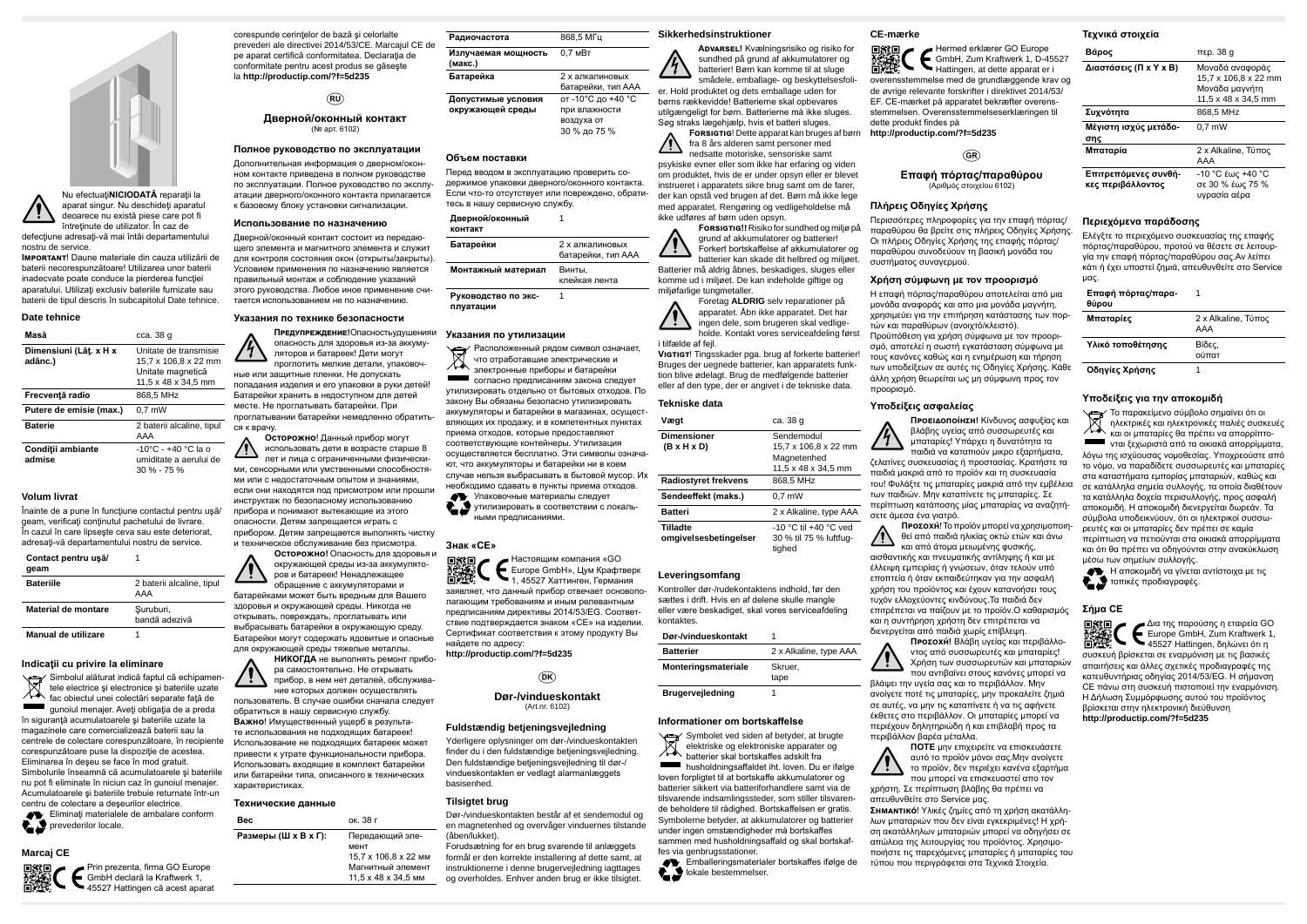Nu efectuați**NICIODATĂ** reparații la aparat singur. Nu deschideți aparatul deoarece nu există piese care pot fi întreținute de utilizator. În caz de defecțiune adresați-vă mai întâi departamentului nostru de service.

**IMPORTANT!** Daune materiale din cauza utilizării de baterii necorespunzătoare! Utilizarea unor baterii inadecvate poate conduce la pierderea funcției aparatului. Utilizați exclusiv bateriile furnizate sau baterii de tipul descris în subcapitolul Date tehnice.

### Date tehnice

| Masă | cca. 38 g |
|---|---|
| Dimensiunii (Lăț. x H x adânc.) | Unitate de transmisie 15,7 x 106,8 x 22 mm Unitate magnetică 11,5 x 48 x 34,5 mm |
| Frecvență radio | 868,5 MHz |
| Putere de emisie (max.) | 0,7 mW |
| Baterie | 2 baterii alcaline, tipul AAA |
| Condiții ambiante admise | -10°C - +40 °C la o umiditate a aerului de 30 % - 75 % |

### Volum livrat

Înainte de a pune în funcțiune contactul pentru ușă/geam, verificați conținutul pachetului de livrare. În cazul în care lipsește ceva sau este deteriorat, adresați-vă departamentului nostru de service.

| Contact pentru ușă/geam | 1 |
|---|---|
| Bateriile | 2 baterii alcaline, tipul AAA |
| Material de montare | Șuruburi, bandă adezivă |
| Manual de utilizare | 1 |

### Indicații cu privire la eliminare

Simbolul alăturat indică faptul că echipamentele electrice și electronice și bateriile uzate fac obiectul unei colectări separate față de gunoiul menajer. Aveți obligația de a preda în siguranță acumulatoarele și bateriile uzate la magazinele care comercializează baterii sau la centrele de colectare corespunzătoare, în recipiente corespunzătoare puse la dispoziție de acestea. Eliminarea în deșeu se face în mod gratuit. Simbolurile înseamnă că acumulatoarele și bateriile nu pot fi eliminate în niciun caz în gunoiul menajer. Acumulatoarele și bateriile trebuie returnate într-un centru de colectare a deșeurilor electrice.

Eliminați materialele de ambalare conform prevederilor locale.

### Marcaj CE

Prin prezenta, firma GO Europe GmbH declară la Kraftwerk 1, 45527 Hattingen că acest aparat corespunde cerințelor de bază și celorlalte prevederi ale directivei 2014/53/CE. Marcajul CE de pe aparat certifică conformitatea. Declarația de conformitate pentru acest produs se găsește la **http://productip.com/?f=5d235**

(RU)

## Дверной/оконный контакт
(№ арт. 6102)

### Полное руководство по эксплуатации

Дополнительная информация о дверном/оконном контакте приведена в полном руководстве по эксплуатации. Полное руководство по эксплуатации дверного/оконного контакта прилагается к базовому блоку установки сигнализации.

### Использование по назначению

Дверной/оконный контакт состоит из передающего элемента и магнитного элемента и служит для контроля состояния окон (открыты/закрыты). Условием применения по назначению является правильный монтаж и соблюдение указаний этого руководства. Любое иное применение считается использованием не по назначению.

### Указания по технике безопасности

**ПРЕДУПРЕЖДЕНИЕ!** Опасностьудушениия опасность для здоровья из-за аккумуляторов и батареек! Дети могут проглотить мелкие детали, упаковочные или защитные пленки. Не допускать попадания изделия и его упаковки в руки детей! Батарейки хранить в недоступном для детей месте. Не проглатывать батарейки. При проглатывании батарейки немедленно обратиться к врачу.

**ОСТОРОЖНО!** Данный прибор могут использовать дети в возрасте старше 8 лет и лица с ограниченными физическими, сенсорными или умственными способностями или с недостаточным опытом и знаниями, если они находятся под присмотром или прошли инструктаж по безопасному использованию прибора и понимают вытекающие из этого опасности. Детям запрещается играть с прибором. Детям запрещается выполнять чистку и техническое обслуживание без присмотра.

**ОСТОРОЖНО!** Опасность для здоровья и окружающей среды из-за аккумуляторов и батареек! Ненадлежащее обращение с аккумуляторами и батарейками может быть вредным для Вашего здоровья и окружающей среды. Никогда не открывать, повреждать, проглатывать или выбрасывать батарейки в окружающую среду. Батарейки могут содержать ядовитые и опасные для окружающей среды тяжелые металлы.

**НИКОГДА** не выполнять ремонт прибора самостоятельно. Не открывать прибор, в нем нет деталей, обслуживание которых должен осуществлять пользователь. В случае ошибки сначала следует обратиться в нашу сервисную службу.

**ВАЖНО!** Имущественный ущерб в результате использования не подходящих батареек! Использование не подходящих батареек может привести к утрате функциональности прибора. Использовать входящие в комплект батарейки или батарейки типа, описанного в технических характеристиках.

### Технические данные

| Вес | ок. 38 г |
|---|---|
| Размеры (Ш x В x Г): | Передающий элемент 15,7 x 106,8 x 22 мм Магнитный элемент 11,5 x 48 x 34,5 мм |
| Радиочастота | 868,5 МГц |
| Излучаемая мощность (макс.) | 0,7 мВт |
| Батарейка | 2 х алкалиновых батарейки, тип AAA |
| Допустимые условия окружающей среды | от -10°C до +40 °C при влажности воздуха от 30 % до 75 % |

### Объем поставки

Перед вводом в эксплуатацию проверить содержимое упаковки дверного/оконного контакта. Если что-то отсутствует или повреждено, обратитесь в нашу сервисную службу.

| Дверной/оконный контакт | 1 |
|---|---|
| Батарейки | 2 х алкалиновых батарейки, тип AAA |
| Монтажный материал | Винты, клейкая лента |
| Руководство по эксплуатации | 1 |

### Указания по утилизации

Расположенный рядом символ означает, что отработавшие электрические и электронные приборы и батарейки согласно предписаниям закона следует утилизировать отдельно от бытовых отходов. По закону Вы обязаны безопасно утилизировать аккумуляторы и батарейки в магазинах, осуществляющих их продажу, и в компетентных пунктах приема отходов, которые предоставляют соответствующие контейнеры. Утилизация осуществляется бесплатно. Эти символы означают, что аккумуляторы и батарейки ни в коем случае нельзя выбрасывать в бытовой мусор. Их необходимо сдавать в пункты приема отходов.

Упаковочные материалы следует утилизировать в соответствии с локальными предписаниями.

### Знак «CE»

Настоящим компания «GO Europe GmbH», Цум Крафтверк 1, 45527 Хаттинген, Германия заявляет, что данный прибор отвечает основополагающим требованиям и иным релевантным предписаниям директивы 2014/53/EG. Соответствие подтверждается знаком «CE» на изделии. Сертификат соответствия к этому продукту Вы найдете по адресу:
**http://productip.com/?f=5d235**

(DK)

## Dør-/vindueskontakt
(Art.nr. 6102)

### Fuldstændig betjeningsvejledning

Yderligere oplysninger om dør-/vindueskontakten finder du i den fuldstændige betjeningsvejledning. Den fuldstændige betjeningsvejledning til dør-/vindueskontakten er vedlagt alarmanlæggets basisenhed.

### Tilsigt brug

Dør-/vindueskontakten består af et sendemodul og en magnetenhed og overvåger vinduernes tilstande (åben/lukket).
Forudsætning for en brug svarende til anlæggets formål er den korrekte installering af dette samt, at instruktionerne i denne brugervejledning iagttages og overholdes. Enhver anden brug er ikke tilsigtet.

### Sikkerhedsinstruktioner

**ADVARSEL!** Kvælningsrisiko og risiko for sundhed på grund af akkumulatorer og batterier! Børn kan komme til at sluge smådele, emballage- og beskyttelsesfolier. Hold produktet og dets emballage uden for børns rækkevidde! Batterierne skal opbevares utilgængeligt for børn. Batterierne må ikke sluges. Søg straks lægehjælp, hvis et batteri sluges.

**FORSIGTIG!** Dette apparat kan bruges af børn fra 8 års alderen samt personer med nedsatte motoriske, sensoriske samt psykiske evner eller som ikke har erfaring og viden om produktet, hvis de er under opsyn eller er blevet instrueret i apparatets sikre brug samt om de farer, der kan opstå ved brugen af det. Børn må ikke lege med apparatet. Rengøring og vedligeholdelse må ikke udføres af børn uden opsyn.

**FORSIGTIG!!** Risiko for sundhed og miljø på grund af akkumulatorer og batterier! Forkert bortskaffelse af akkumulatorer og batterier kan skade dit helbred og miljøet. Batterier må aldrig åbnes, beskadiges, sluges eller komme ud i miljøet. De kan indeholde giftige og miljøfarlige tungmetaller.

Foretag **ALDRIG** selv reparationer på apparatet. Åbn ikke apparatet. Det har ingen dele, som brugeren skal vedligeholde. Kontakt vores serviceafdeling først i tilfælde af fejl.

**VIGTIGT!** Tingsskader pga. brug af forkerte batterier! Bruges der uegnede batterier, kan apparatets funktion blive ødelagt. Brug de medfølgende batterier eller af den type, der er angivet i de tekniske data.

### Tekniske data

| Vægt | ca. 38 g |
|---|---|
| Dimensioner (B x H x D) | Sendemodul 15,7 x 106,8 x 22 mm Magnetenhed 11,5 x 48 x 34,5 mm |
| Radiostyret frekvens | 868,5 MHz |
| Sendeeffekt (maks.) | 0,7 mW |
| Batteri | 2 x Alkaline, type AAA |
| Tilladte omgivelsesbetingelser | -10 °C til +40 °C ved 30 % til 75 % luftfugtighed |

### Leveringsomfang

Kontroller dør-/rudekontaktens indhold, før den sættes i drift. Hvis en af delene skulle mangle eller være beskadiget, skal vores serviceafdeling kontaktes.

| Dør-/vindueskontakt | 1 |
|---|---|
| Batterier | 2 x Alkaline, type AAA |
| Monteringsmateriale | Skruer, tape |
| Brugervejledning | 1 |

### Informationer om bortskaffelse

Symbolet ved siden af betyder, at brugte elektriske og elektroniske apparater og batterier skal bortskaffes adskilt fra husholdningsaffaldet iht. loven. Du er ifølge loven forpligtet til at bortskaffe akkumulatorer og batterier sikkert via batteriforhandlere samt via de tilsvarende indsamlingssteder, som stiller tilsvarende beholdere til rådighed. Bortskaffelsen er gratis. Symbolerne betyder, at akkumulatorer og batterier under ingen omstændigheder må bortskaffes sammen med husholdningsaffald og skal bortskaffes via genbrugsstationer.

Emballeringsmaterialer bortskaffes ifølge de lokale bestemmelser.

### CE-mærke

Hermed erklærer GO Europe GmbH, Zum Kraftwerk 1, D-45527 Hattingen, at dette apparat er i overensstemmelse med de grundlæggende krav og de øvrige relevante forskrifter i direktivet 2014/53/EF. CE-mærket på apparatet bekræfter overensstemmelsen. Overensstemmelseserklæringen til dette produkt findes på
**http://productip.com/?f=5d235**

(GR)

## Επαφή πόρτας/παραθύρου
(Αριθμός στοιχείου 6102)

### Πλήρεις Οδηγίες Χρήσης

Περισσότερες πληροφορίες για την επαφή πόρτας/παραθύρου θα βρείτε στις πλήρεις Οδηγίες Χρήσης. Οι πλήρεις Οδηγίες Χρήσης της επαφής πόρτας/παραθύρου συνοδεύουν τη βασική μονάδα του συστήματος συναγερμού.

### Χρήση σύμφωνη με τον προορισμό

Η επαφή πόρτας/παραθύρου αποτελείται από μια μονάδα αναφοράς και από μια μονάδα μαγνήτη, χρησιμεύει για την επιτήρηση κατάστασης των πορτών και παραθύρων (ανοιχτό/κλειστό).
Προϋπόθεση για χρήση σύμφωνα με τον προορισμό, αποτελεί η σωστή εγκατάσταση σύμφωνα με τους κανόνες καθώς και η ενημέρωση και τήρηση των υποδείξεων σε αυτές τις Οδηγίες Χρήσης. Κάθε άλλη χρήση θεωρείται ως μη σύμφωνη προς τον προορισμό.

### Υποδείξεις ασφαλείας

**ΠΡΟΕΙΔΟΠΟΙΗΣΗ!** Κίνδυνος ασφυξίας και βλάβης υγείας από συσσωρευτές και μπαταρίες! Υπάρχει η δυνατότητα τα παιδιά να καταπιούν μικρο εξαρτήματα, ζελατίνες συσκευασίας ή προστασίας. Κρατήστε τα παιδιά μακριά από το προϊόν και τη συσκευασία του! Φυλάξτε τις μπαταρίες μακριά από την εμβέλεια των παιδιών. Μην καταπίνετε τις μπαταρίες. Σε περίπτωση κατάποσης μίας μπαταρίας να αναζητήσετε άμεσα ένα γιατρό.

**ΠΡΟΣΟΧΗ!** Το προϊόν μπορεί να χρησιμοποιηθεί από παιδιά ηλικίας οκτώ ετών και άνω και από άτομα μειωμένης φυσικής, αισθητικής και πνευματικής αντίληψης ή και με έλλειψη εμπειρίας ή γνώσεων, όταν τελούν υπό εποπτεία ή όταν εκπαιδεύτηκαν για την ασφαλή χρήση του προϊόντος και έχουν κατανοήσει τους τυχόν ελλοχεύοντες κινδύνους.Τα παιδιά δεν επιτρέπεται να παίζουν με το προϊόν.Ο καθαρισμός και η συντήρηση χρήστη δεν επιτρέπεται να διενεργείται από παιδιά χωρίς επίβλεψη.

**ΠΡΟΣΟΧΗ!** Βλάβη υγείας και περιβάλλοντος από συσσωρευτές και μπαταρίες! Χρήση των συσσωρευτών και μπαταριών που αντιβαίνει στους κανόνες μπορεί να βλάψει την υγεία σας και το περιβάλλον. Μην ανοίγετε ποτέ τις μπαταρίες, μην προκαλείτε ζημιά σε αυτές, να μην τις καταπίνετε ή να τις αφήνετε έκθετες στο περιβάλλον. Οι μπαταρίες μπορεί να περιέχουν δηλητηριώδη ή και επιβλαβή προς τα περιβάλλον βαρέα μέταλλα.

**ΠΟΤΕ** μην επιχειρείτε να επισκευάσετε αυτό το προϊόν μόνοι σας.Μην ανοίγετε το προϊόν, δεν περιέχει κανένα εξάρτημα που μπορεί να επισκευαστεί απο τον χρήστη. Σε περίπτωση βλάβης θα πρέπει να απευθυνθείτε στο Service μας.

**ΣΗΜΑΝΤΙΚΟ!** Υλικές ζημίες από τη χρήση ακατάλληλων μπαταριών που δεν είναι εγκεκριμένες! Η χρήση ακατάλληλων μπαταριών μπορεί να οδηγήσει σε απώλεια της λειτουργίας του προϊόντος. Χρησιμοποιήστε τις παρεχόμενες μπαταρίες ή μπαταρίες του τύπου που περιγράφεται στα Τεχνικά Στοιχεία.

### Τεχνικά στοιχεία

| Βάρος | περ. 38 g |
|---|---|
| Διαστάσεις (Π x Y x Β) | Μονάδα αναφοράς 15,7 x 106,8 x 22 mm Μονάδα μαγνήτη 11,5 x 48 x 34,5 mm |
| Συχνότητα | 868,5 MHz |
| Μέγιστη ισχύς μετάδοσης | 0,7 mW |
| Μπαταρία | 2 x Alkaline, Τύπος AAA |
| Επιτρεπόμενες συνθήκες περιβάλλοντος | -10 °C έως +40 °C σε 30 % έως 75 % υγρασία αέρα |

### Περιεχόμενα παράδοσης

Ελέγξτε το περιεχόμενο συσκευασίας της επαφής πόρτας/παραθύρου, προτού να θέσετε σε λειτουργία την επαφή πόρτας/παραθύρου σας.Αν λείπει κάτι ή έχει υποστεί ζημιά, απευθυνθείτε στο Service μας.

| Επαφή πόρτας/παραθύρου | 1 |
|---|---|
| Μπαταρίες | 2 x Alkaline, Τύπος AAA |
| Υλικό τοποθέτησης | Βίδες, ούπατ |
| Οδηγίες Χρήσης | 1 |

### Υποδείξεις για την αποκομιδή

Το παρακείμενο σύμβολο σημαίνει ότι οι ηλεκτρικές και ηλεκτρονικές παλιές συσκευές και οι μπαταρίες θα πρέπει να απορρίπτονται ξεχωριστά από τα οικιακά απορρίμματα, λόγω της ισχύουσας νομοθεσίας. Υποχρεούστε από το νόμο, να παραδίδετε συσσωρευτές και μπαταρίες στα καταστήματα εμπορίας μπαταριών, καθώς και σε κατάλληλα σημεία συλλογής, τα οποία διαθέτουν τα κατάλληλα δοχεία περισυλλογής, προς ασφαλή αποκομιδή. Η αποκομιδή διενεργείται δωρεάν. Τα σύμβολα υποδεικνύουν, ότι οι ηλεκτρικοί συσσωρευτές και οι μπαταρίες δεν πρέπει σε καμία περίπτωση να πετιούνται στα οικιακά απορρίμματα και ότι θα πρέπει να οδηγούνται στην ανακύκλωση μέσω των σημείων συλλογής.

Η αποκομιδή να γίνεται αντίστοιχα με τις τοπικές προδιαγραφές.

### Σήμα CE

Δια της παρούσης η εταιρεία GO Europe GmbH, Zum Kraftwerk 1, 45527 Hattingen, δηλώνει ότι η συσκευή βρίσκεται σε εναρμόνιση με τις βασικές απαιτήσεις και άλλες σχετικές προδιαγραφές της κατευθυντήριας οδηγίας 2014/53/EG. Η σήμανση CE πάνω στη συσκευή πιστοποιεί την εναρμόνιση. Η Δήλωση Συμμόρφωσης αυτού του προϊόντος βρίσκεται στην ηλεκτρονική διεύθυνση
**http://productip.com/?f=5d235**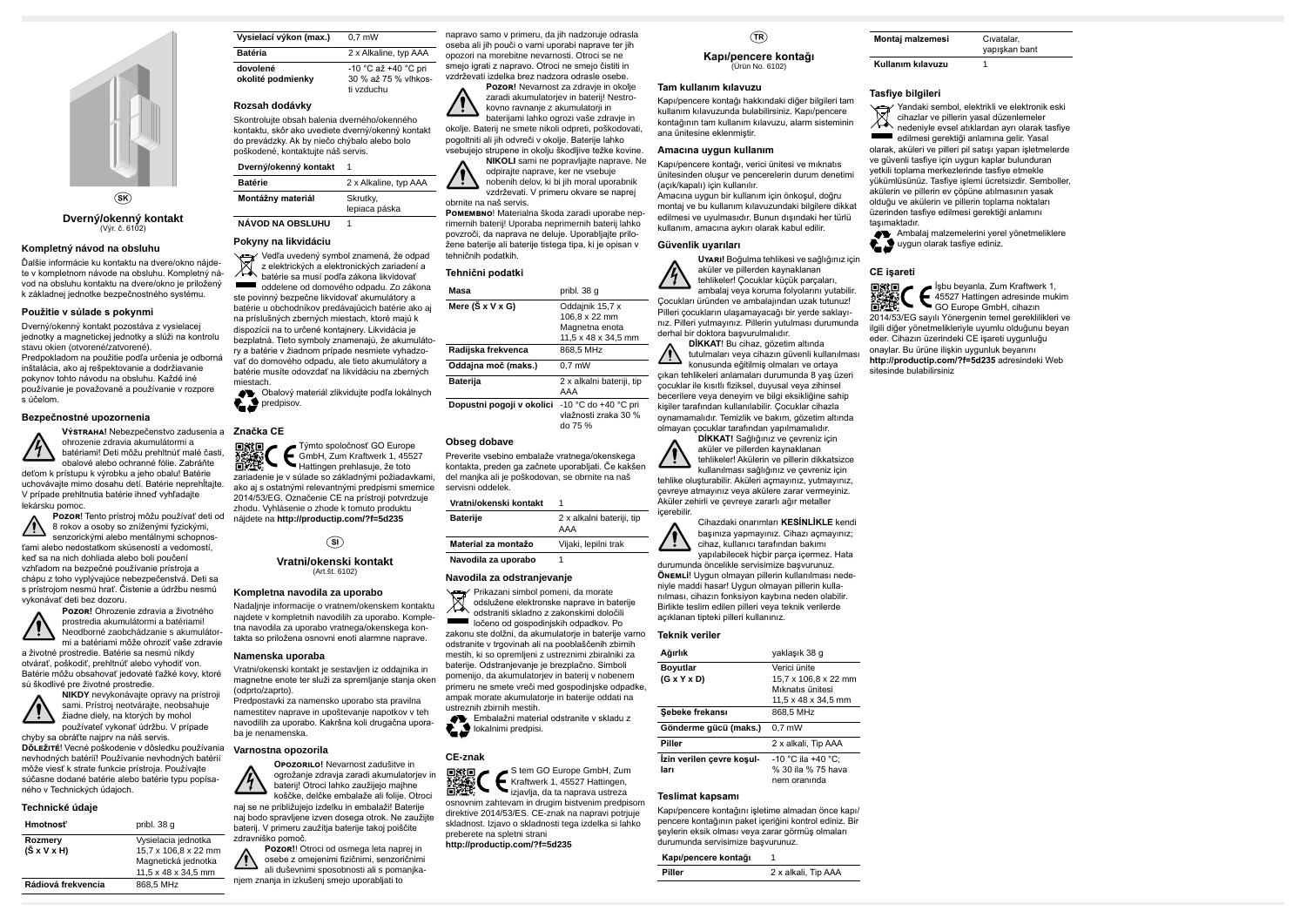SK

**Dverný/okenný kontakt**
(Výr. č. 6102)

### Kompletný návod na obsluhu

Ďalšie informácie ku kontaktu na dvere/okno nájdete v kompletnom návode na obsluhu. Kompletný návod na obsluhu kontaktu na dvere/okno je priložený k základnej jednotke bezpečnostného systému.

### Použitie v súlade s pokynmi

Dverný/okenný kontakt pozostáva z vysielacej jednotky a magnetickej jednotky a slúži na kontrolu stavu okien (otvorené/zatvorené).
Predpokladom na použitie podľa určenia je odborná inštalácia, ako aj rešpektovanie a dodržiavanie pokynov tohto návodu na obsluhu. Každé iné používanie je považované a používanie v rozpore s účelom.

### Bezpečnostné upozornenia

**VÝSTRAHA!** Nebezpečenstvo zadusenia a ohrozenie zdravia akumulátormi a batériami! Deti môžu prehltnúť malé časti, obalové alebo ochranné fólie. Zabráňte deťom k prístupu k výrobku a jeho obalu! Batérie uchovávajte mimo dosahu detí. Batérie neprehĺtajte. V prípade prehltnutia batérie ihneď vyhľadajte lekársku pomoc.

**POZOR**! Tento prístroj môžu používať deti od 8 rokov a osoby so zníženými fyzickými, senzorickými alebo mentálnymi schopnosťami alebo nedostatkom skúseností a vedomostí, keď sa na nich dohliada alebo boli poučení vzhľadom na bezpečné používanie prístroja a chápu z toho vyplývajúce nebezpečenstvá. Deti sa s prístrojom nesmú hrať. Čistenie a údržbu nesmú vykonávať deti bez dozoru.

**POZOR!** Ohrozenie zdravia a životného prostredia akumulátormi a batériami! Neodborné zaobchádzanie s akumulátormi a batériami môže ohroziť vaše zdravie a životné prostredie. Batérie sa nesmú nikdy otvárať, poškodiť, prehltnúť alebo vyhodiť von. Batérie môžu obsahovať jedovaté ťažké kovy, ktoré sú škodlivé pre životné prostredie.

**NIKDY** nevykonávajte opravy na prístroji sami. Prístroj neotvárajte, neobsahuje žiadne diely, na ktorých by mohol používateľ vykonať údržbu. V prípade chyby sa obráťte najprv na náš servis.

**DÔLEŽITÉ!** Vecné poškodenie v dôsledku používania nevhodných batérií! Používanie nevhodných batérií môže viesť k strate funkcie prístroja. Používajte súčasne dodané batérie alebo batérie typu popísaného v Technických údajoch.

### Technické údaje

| | |
|---|---|
| Hmotnosť | pribl. 38 g |
| Rozmery (Š x V x H) | Vysielacia jednotka 15,7 x 106,8 x 22 mm Magnetická jednotka 11,5 x 48 x 34,5 mm |
| Rádiová frekvencia | 868,5 MHz |
| Vysielací výkon (max.) | 0,7 mW |
| Batéria | 2 x Alkaline, typ AAA |
| dovolené okolité podmienky | -10 °C až +40 °C pri 30 % až 75 % vlhkosti vzduchu |

### Rozsah dodávky

Skontrolujte obsah balenia dverného/okenného kontaktu, skôr ako uvediete dverný/okenný kontakt do prevádzky. Ak by niečo chýbalo alebo bolo poškodené, kontaktujte náš servis.

| | |
|---|---|
| Dverný/okenný kontakt | 1 |
| Batérie | 2 x Alkaline, typ AAA |
| Montážny materiál | Skrutky, lepiaca páska |
| NÁVOD NA OBSLUHU | 1 |

### Pokyny na likvidáciu

Vedľa uvedený symbol znamená, že odpad z elektrických a elektronických zariadení a batérie sa musí podľa zákona likvidovať oddelene od domového odpadu. Zo zákona ste povinný bezpečne likvidovať akumulátory a batérie u obchodníkov predávajúcich batérie ako aj na príslušných zberných miestach, ktoré majú k dispozícii na to určené kontajnery. Likvidácia je bezplatná. Tieto symboly znamenajú, že akumulátory a batérie v žiadnom prípade nesmiete vyhadzovať do domového odpadu, ale tieto akumulátory a batérie musíte odovzdať na likvidáciu na zberných miestach.

Obalový materiál zlikvidujte podľa lokálnych predpisov.

### Značka CE

Týmto spoločnosť GO Europe GmbH, Zum Kraftwerk 1, 45527 Hattingen prehlasuje, že toto zariadenie je v súlade so základnými požiadavkami, ako aj s ostatnými relevantnými predpismi smernice 2014/53/EG. Označenie CE na prístroji potvrdzuje zhodu. Vyhlásenie o zhode k tomuto produktu nájdete na **http://productip.com/?f=5d235**

SI

**Vratni/okenski kontakt**
(Art.Št. 6102)

### Kompletna navodila za uporabo

Nadaljnje informacije o vratnem/okenskem kontaktu najdete v kompletnih navodilih za uporabo. Kompletna navodila za uporabo vratnega/okenskega kontakta so priložena osnovni enoti alarmne naprave.

### Namenska uporaba

Vratni/okenski kontakt je sestavljen iz oddajnika in magnetne enote ter služi za spremljanje stanja oken (odprto/zaprto).
Predpostavki za namensko uporabo sta pravilna namestitev naprave in upoštevanje napotkov v teh navodilih za uporabo. Kakršna koli drugačna uporaba je nenamenska.

### Varnostna opozorila

**OPOZORILO!** Nevarnost zadušitve in ogrožanje zdravja zaradi akumulatorjev in baterij! Otroci lahko zaužijejo majhne koščke, delčke embalaže ali folije. Otroci naj se ne približujejo izdelku in embalaži! Baterije naj bodo spravljene izven dosega otrok. Ne zaužijte baterij. V primeru zaužitja baterije takoj poiščite zdravniško pomoč.

**POZOR!**! Otroci od osmega leta naprej in osebe z omejenimi fizičnimi, senzoričnimi ali duševnimi sposobnosti ali s pomanjkanjem znanja in izkušenj smejo uporabljati to napravo samo v primeru, da jih nadzoruje odrasla oseba ali jih pouči o varni uporabi naprave ter jih opozori na morebitne nevarnosti. Otroci se ne smejo igrati z napravo. Otroci ne smejo čistiti in vzdrževati izdelka brez nadzora odrasle osebe.

**POZOR!** Nevarnost za zdravje in okolje zaradi akumulatorjev in baterij! Nestrokovno ravnanje z akumulatorji in baterijami lahko ogrozi vaše zdravje in okolje. Baterij ne smete nikoli odpreti, poškodovati, pogoltniti ali jih odvreči v okolje. Baterije lahko vsebujejo strupene in okolju škodljive težke kovine.

**NIKOLI** sami ne popravljajte naprave. Ne odpirajte naprave, ker ne vsebuje nobenih delov, ki bi jih moral uporabnik vzdrževati. V primeru okvare se naprej obrnite na naš servis.

**POMEMBNO**! Materialna škoda zaradi uporabe neprimernih baterij! Uporaba neprimernih baterij lahko povzroči, da naprava ne deluje. Uporabljajte priložene baterije ali baterije istega tipa, ki je opisan v tehničnih podatkih.

### Tehnični podatki

| | |
|---|---|
| Masa | pribl. 38 g |
| Mere (Š x V x G) | Oddajnik 15,7 x 106,8 x 22 mm Magnetna enota 11,5 x 48 x 34,5 mm |
| Radijska frekvenca | 868,5 MHz |
| Oddajna moč (maks.) | 0,7 mW |
| Baterija | 2 x alkalni bateriji, tip AAA |
| Dopustni pogoji v okolici | -10 °C do +40 °C pri vlažnosti zraka 30 % do 75 % |

### Obseg dobave

Preverite vsebino embalaže vratnega/okenskega kontakta, preden ga začnete uporabljati. Če kakšen del manjka ali je poškodovan, se obrnite na naš servisni oddelek.

| | |
|---|---|
| Vratni/okenski kontakt | 1 |
| Baterije | 2 x alkalni bateriji, tip AAA |
| Material za montažo | Vijaki, lepilni trak |
| Navodila za uporabo | 1 |

### Navodila za odstranjevanje

Prikazani simbol pomeni, da morate odslužene elektronske naprave in baterije odstraniti skladno z zakonskimi določili ločeno od gospodinjskih odpadkov. Po zakonu ste dolžni, da akumulatorje in baterije varno odstranite v trgovinah ali na pooblaščenih zbirnih mestih, ki so opremljeni z ustreznimi zbiralniki za baterije. Odstranjevanje je brezplačno. Simboli pomenijo, da akumulatorjev in baterij v nobenem primeru ne smete vreči med gospodinjske odpadke, ampak morate akumulatorje in baterije oddati na ustreznih zbirnih mestih.

Embalažni material odstranite v skladu z lokalnimi predpisi.

### CE-znak

S tem GO Europe GmbH, Zum Kraftwerk 1, 45527 Hattingen, izjavlja, da ta naprava ustreza osnovnim zahtevam in drugim bistvenim predpisom direktive 2014/53/ES. CE-znak na napravi potrjuje skladnost. Izjavo o skladnosti tega izdelka si lahko preberete na spletni strani
**http://productip.com/?f=5d235**

TR

**Kapı/pencere kontağı**
(Ürün No. 6102)

### Tam kullanım kılavuzu

Kapı/pencere kontağı hakkındaki diğer bilgileri tam kullanım kılavuzunda bulabilirsiniz. Kapı/pencere kontağının tam kullanım kılavuzu, alarm sisteminin ana ünitesine eklenmiştir.

### Amacına uygun kullanım

Kapı/pencere kontağı, verici ünitesi ve mıknatıs ünitesinden oluşur ve pencerelerin durum denetimi (açık/kapalı) için kullanılır.
Amacına uygun bir kullanım için önkoşul, doğru montaj ve bu kullanım kılavuzundaki bilgilere dikkat edilmesi ve uyulmasıdır. Bunun dışındaki her türlü kullanım, amacına aykırı olarak kabul edilir.

### Güvenlik uyarıları

**UYARI!** Boğulma tehlikesi ve sağlığınız için aküler ve pillerden kaynaklanan tehlikeler! Çocuklar küçük parçaları, ambalaj veya koruma folyolarını yutabilir. Çocukları üründen ve ambalajından uzak tutunuz! Pilleri çocukların ulaşamayacağı bir yerde saklayınız. Pilleri yutmayınız. Pillerin yutulması durumunda derhal bir doktora başvurulmalıdır.

**DİKKAT**! Bu cihaz, gözetim altında tutulmaları veya cihazın güvenli kullanılması konusunda eğitilmiş olmaları ve ortaya çıkan tehlikeleri anlamaları durumunda 8 yaş üzeri çocuklar ile kısıtlı fiziksel, duyusal veya zihinsel becerilere veya deneyim ve bilgi eksikliğine sahip kişiler tarafından kullanılabilir. Çocuklar cihazla oynamamalıdır. Temizlik ve bakım, gözetim altında olmayan çocuklar tarafından yapılmamalıdır.

**DİKKAT!** Sağlığınız ve çevreniz için aküler ve pillerden kaynaklanan tehlikeler! Akülerin ve pillerin dikkatsizce kullanılması sağlığınız ve çevreniz için tehlike oluşturabilir. Aküleri açmayınız, yutmayınız, çevreye atmayınız veya akülere zarar vermeyiniz. Aküler zehirli ve çevreye zararlı ağır metaller içerebilir.

Cihazdaki onarımları **KESİNLİKLE** kendi başınıza yapmayınız. Cihazı açmayınız; cihaz, kullanıcı tarafından bakımı yapılabilecek hiçbir parça içermez. Hata durumunda öncelikle servisimize başvurunuz.

**ÖNEMLİ**! Uygun olmayan pillerin kullanılması nedeniyle maddi hasar! Uygun olmayan pillerin kullanılması, cihazın fonksiyon kaybına neden olabilir. Birlikte teslim edilen pilleri veya teknik verilerde açıklanan tipteki pilleri kullanınız.

### Teknik veriler

| | |
|---|---|
| Ağırlık | yaklaşık 38 g |
| Boyutlar (G x Y x D) | Verici ünite 15,7 x 106,8 x 22 mm Mıknatıs ünitesi 11,5 x 48 x 34,5 mm |
| Şebeke frekansı | 868,5 MHz |
| Gönderme gücü (maks.) | 0,7 mW |
| Piller | 2 x alkali, Tip AAA |
| İzin verilen çevre koşulları | -10 °C ila +40 °C; % 30 ila % 75 hava nem oranında |

### Teslimat kapsamı

Kapı/pencere kontağını işletime almadan önce kapı/pencere kontağının paket içeriğini kontrol ediniz. Bir şeylerin eksik olması veya zarar görmüş olmaları durumunda servisimize başvurunuz.

| | |
|---|---|
| Kapı/pencere kontağı | 1 |
| Piller | 2 x alkali, Tip AAA |
| Montaj malzemesi | Cıvatalar, yapışkan bant |
| Kullanım kılavuzu | 1 |

### Tasfiye bilgileri

Yandaki sembol, elektrikli ve elektronik eski cihazlar ve pillerin yasal düzenlemeler nedeniyle evsel atıklardan ayrı olarak tasfiye edilmesi gerektiği anlamına gelir. Yasal olarak, aküleri ve pilleri pil satışı yapan işletmelerde ve güvenli tasfiye için uygun kaplar bulunduran yetkili toplama merkezlerinde tasfiye etmekle yükümlüsünüz. Tasfiye işlemi ücretsizdir. Semboller, akülerin ve pillerin ev çöpüne atılmasının yasak olduğu ve akülerin ve pillerin toplama noktaları üzerinden tasfiye edilmesi gerektiği anlamını taşımaktadır.

Ambalaj malzemelerini yerel yönetmeliklere uygun olarak tasfiye ediniz.

### CE işareti

İşbu beyanla, Zum Kraftwerk 1, 45527 Hattingen adresinde mukim GO Europe GmbH, cihazın 2014/53/EG sayılı Yönergenin temel gereklilikleri ve ilgili diğer yönetmeliklerle uyumlu olduğunu beyan eder. Cihazın üzerindeki CE işareti uygunluğu onaylar. Bu ürüne ilişkin uygunluk beyanını **http://productip.com/?f=5d235** adresindeki Web sitesinde bulabilirsiniz